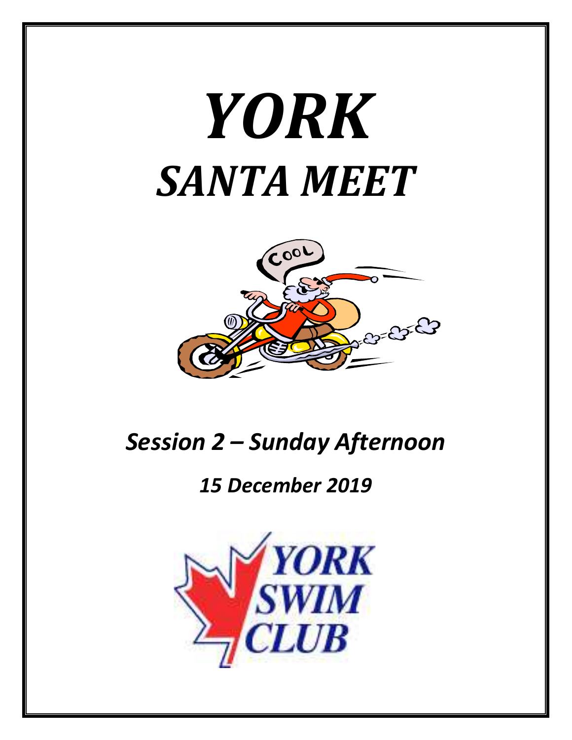# *YORK*
# *SANTA MEET*

## *Session 2 – Sunday Afternoon*

### *15 December 2019*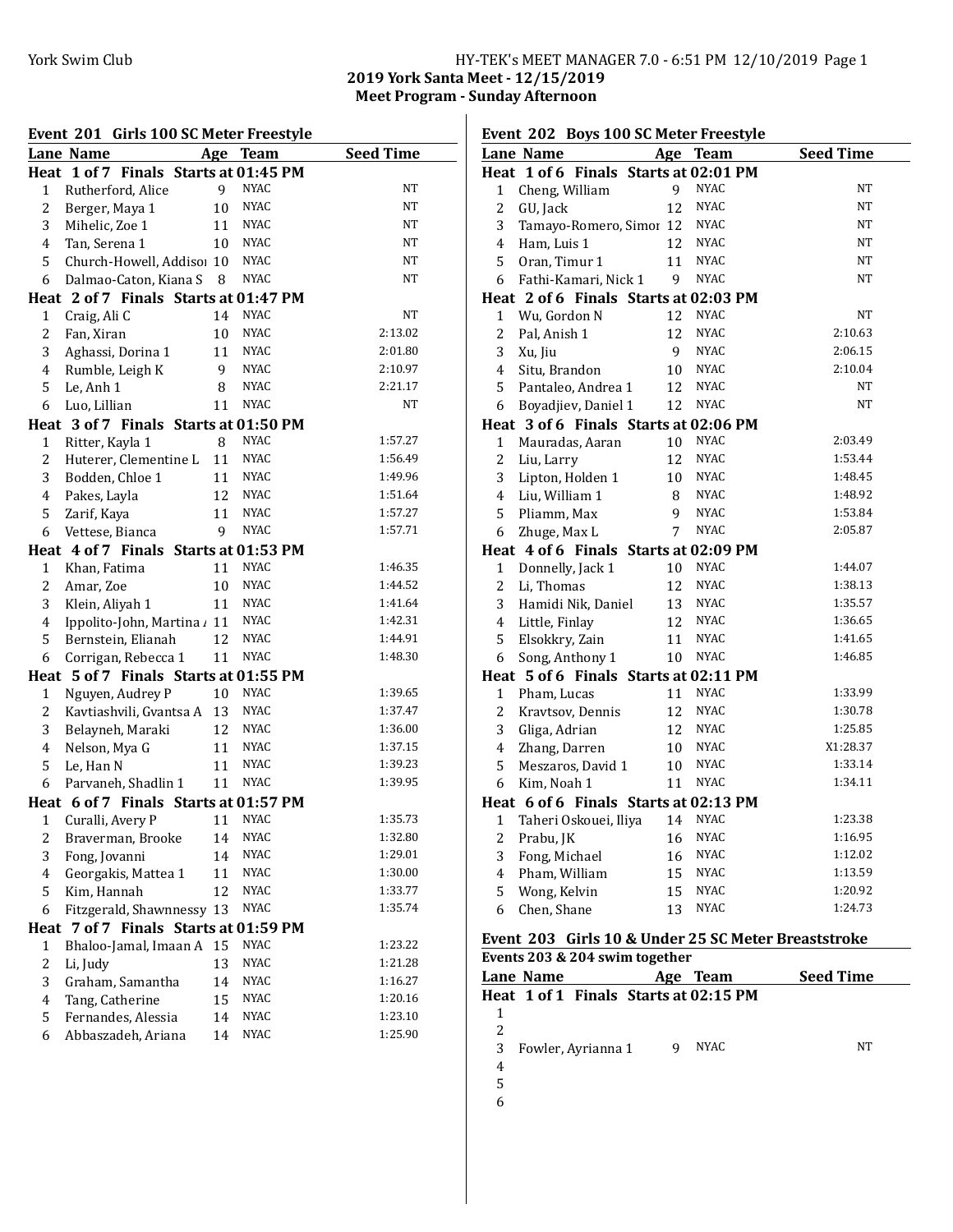**2019 York Santa Meet - 12/15/2019**
**Meet Program - Sunday Afternoon**

### Event 201 Girls 100 SC Meter Freestyle

| Lane | Name | Age | Team | Seed Time |
|---|---|---|---|---|
| **Heat 1 of 7 Finals Starts at 01:45 PM** | | | | |
| 1 | Rutherford, Alice | 9 | NYAC | NT |
| 2 | Berger, Maya 1 | 10 | NYAC | NT |
| 3 | Mihelic, Zoe 1 | 11 | NYAC | NT |
| 4 | Tan, Serena 1 | 10 | NYAC | NT |
| 5 | Church-Howell, Addiso | 10 | NYAC | NT |
| 6 | Dalmao-Caton, Kiana S | 8 | NYAC | NT |
| **Heat 2 of 7 Finals Starts at 01:47 PM** | | | | |
| 1 | Craig, Ali C | 14 | NYAC | NT |
| 2 | Fan, Xiran | 10 | NYAC | 2:13.02 |
| 3 | Aghassi, Dorina 1 | 11 | NYAC | 2:01.80 |
| 4 | Rumble, Leigh K | 9 | NYAC | 2:10.97 |
| 5 | Le, Anh 1 | 8 | NYAC | 2:21.17 |
| 6 | Luo, Lillian | 11 | NYAC | NT |
| **Heat 3 of 7 Finals Starts at 01:50 PM** | | | | |
| 1 | Ritter, Kayla 1 | 8 | NYAC | 1:57.27 |
| 2 | Huterer, Clementine L | 11 | NYAC | 1:56.49 |
| 3 | Bodden, Chloe 1 | 11 | NYAC | 1:49.96 |
| 4 | Pakes, Layla | 12 | NYAC | 1:51.64 |
| 5 | Zarif, Kaya | 11 | NYAC | 1:57.27 |
| 6 | Vettese, Bianca | 9 | NYAC | 1:57.71 |
| **Heat 4 of 7 Finals Starts at 01:53 PM** | | | | |
| 1 | Khan, Fatima | 11 | NYAC | 1:46.35 |
| 2 | Amar, Zoe | 10 | NYAC | 1:44.52 |
| 3 | Klein, Aliyah 1 | 11 | NYAC | 1:41.64 |
| 4 | Ippolito-John, Martina | 11 | NYAC | 1:42.31 |
| 5 | Bernstein, Elianah | 12 | NYAC | 1:44.91 |
| 6 | Corrigan, Rebecca 1 | 11 | NYAC | 1:48.30 |
| **Heat 5 of 7 Finals Starts at 01:55 PM** | | | | |
| 1 | Nguyen, Audrey P | 10 | NYAC | 1:39.65 |
| 2 | Kavtiashvili, Gvantsa A | 13 | NYAC | 1:37.47 |
| 3 | Belayneh, Maraki | 12 | NYAC | 1:36.00 |
| 4 | Nelson, Mya G | 11 | NYAC | 1:37.15 |
| 5 | Le, Han N | 11 | NYAC | 1:39.23 |
| 6 | Parvaneh, Shadlin 1 | 11 | NYAC | 1:39.95 |
| **Heat 6 of 7 Finals Starts at 01:57 PM** | | | | |
| 1 | Curalli, Avery P | 11 | NYAC | 1:35.73 |
| 2 | Braverman, Brooke | 14 | NYAC | 1:32.80 |
| 3 | Fong, Jovanni | 14 | NYAC | 1:29.01 |
| 4 | Georgakis, Mattea 1 | 11 | NYAC | 1:30.00 |
| 5 | Kim, Hannah | 12 | NYAC | 1:33.77 |
| 6 | Fitzgerald, Shawnnessy | 13 | NYAC | 1:35.74 |
| **Heat 7 of 7 Finals Starts at 01:59 PM** | | | | |
| 1 | Bhaloo-Jamal, Imaan A | 15 | NYAC | 1:23.22 |
| 2 | Li, Judy | 13 | NYAC | 1:21.28 |
| 3 | Graham, Samantha | 14 | NYAC | 1:16.27 |
| 4 | Tang, Catherine | 15 | NYAC | 1:20.16 |
| 5 | Fernandes, Alessia | 14 | NYAC | 1:23.10 |
| 6 | Abbaszadeh, Ariana | 14 | NYAC | 1:25.90 |

### Event 202 Boys 100 SC Meter Freestyle

| Lane | Name | Age | Team | Seed Time |
|---|---|---|---|---|
| **Heat 1 of 6 Finals Starts at 02:01 PM** | | | | |
| 1 | Cheng, William | 9 | NYAC | NT |
| 2 | GU, Jack | 12 | NYAC | NT |
| 3 | Tamayo-Romero, Simor | 12 | NYAC | NT |
| 4 | Ham, Luis 1 | 12 | NYAC | NT |
| 5 | Oran, Timur 1 | 11 | NYAC | NT |
| 6 | Fathi-Kamari, Nick 1 | 9 | NYAC | NT |
| **Heat 2 of 6 Finals Starts at 02:03 PM** | | | | |
| 1 | Wu, Gordon N | 12 | NYAC | NT |
| 2 | Pal, Anish 1 | 12 | NYAC | 2:10.63 |
| 3 | Xu, Jiu | 9 | NYAC | 2:06.15 |
| 4 | Situ, Brandon | 10 | NYAC | 2:10.04 |
| 5 | Pantaleo, Andrea 1 | 12 | NYAC | NT |
| 6 | Boyadjiev, Daniel 1 | 12 | NYAC | NT |
| **Heat 3 of 6 Finals Starts at 02:06 PM** | | | | |
| 1 | Mauradas, Aaran | 10 | NYAC | 2:03.49 |
| 2 | Liu, Larry | 12 | NYAC | 1:53.44 |
| 3 | Lipton, Holden 1 | 10 | NYAC | 1:48.45 |
| 4 | Liu, William 1 | 8 | NYAC | 1:48.92 |
| 5 | Pliamm, Max | 9 | NYAC | 1:53.84 |
| 6 | Zhuge, Max L | 7 | NYAC | 2:05.87 |
| **Heat 4 of 6 Finals Starts at 02:09 PM** | | | | |
| 1 | Donnelly, Jack 1 | 10 | NYAC | 1:44.07 |
| 2 | Li, Thomas | 12 | NYAC | 1:38.13 |
| 3 | Hamidi Nik, Daniel | 13 | NYAC | 1:35.57 |
| 4 | Little, Finlay | 12 | NYAC | 1:36.65 |
| 5 | Elsokkry, Zain | 11 | NYAC | 1:41.65 |
| 6 | Song, Anthony 1 | 10 | NYAC | 1:46.85 |
| **Heat 5 of 6 Finals Starts at 02:11 PM** | | | | |
| 1 | Pham, Lucas | 11 | NYAC | 1:33.99 |
| 2 | Kravtsov, Dennis | 12 | NYAC | 1:30.78 |
| 3 | Gliga, Adrian | 12 | NYAC | 1:25.85 |
| 4 | Zhang, Darren | 10 | NYAC | X1:28.37 |
| 5 | Meszaros, David 1 | 10 | NYAC | 1:33.14 |
| 6 | Kim, Noah 1 | 11 | NYAC | 1:34.11 |
| **Heat 6 of 6 Finals Starts at 02:13 PM** | | | | |
| 1 | Taheri Oskouei, Iliya | 14 | NYAC | 1:23.38 |
| 2 | Prabu, JK | 16 | NYAC | 1:16.95 |
| 3 | Fong, Michael | 16 | NYAC | 1:12.02 |
| 4 | Pham, William | 15 | NYAC | 1:13.59 |
| 5 | Wong, Kelvin | 15 | NYAC | 1:20.92 |
| 6 | Chen, Shane | 13 | NYAC | 1:24.73 |

### Event 203 Girls 10 & Under 25 SC Meter Breaststroke

**Events 203 & 204 swim together**

| Lane | Name | Age | Team | Seed Time |
|---|---|---|---|---|
| **Heat 1 of 1 Finals Starts at 02:15 PM** | | | | |
| 1 | | | | |
| 2 | | | | |
| 3 | Fowler, Ayrianna 1 | 9 | NYAC | NT |
| 4 | | | | |
| 5 | | | | |
| 6 | | | | |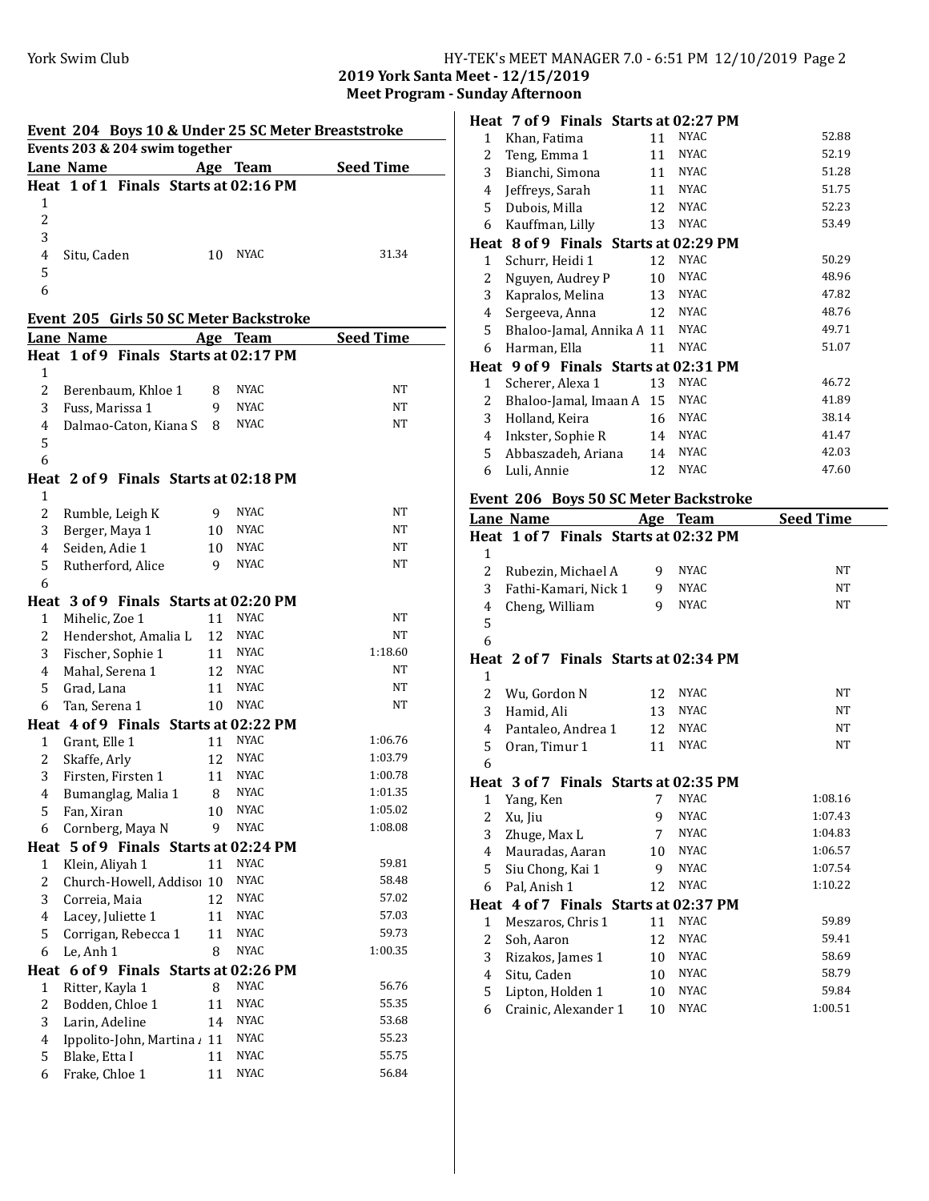York Swim Club

HY-TEK's MEET MANAGER 7.0 - 6:51 PM 12/10/2019

## 2019 York Santa Meet - 12/15/2019
### Meet Program - Sunday Afternoon

### Event 204 Boys 10 & Under 25 SC Meter Breaststroke

Events 203 & 204 swim together

| Lane | Name | Age | Team | Seed Time |
|---|---|---|---|---|
| **Heat 1 of 1 Finals Starts at 02:16 PM** | | | | |
| 1 | | | | |
| 2 | | | | |
| 3 | | | | |
| 4 | Situ, Caden | 10 | NYAC | 31.34 |
| 5 | | | | |
| 6 | | | | |

### Event 205 Girls 50 SC Meter Backstroke

| Lane | Name | Age | Team | Seed Time |
|---|---|---|---|---|
| **Heat 1 of 9 Finals Starts at 02:17 PM** | | | | |
| 1 | | | | |
| 2 | Berenbaum, Khloe 1 | 8 | NYAC | NT |
| 3 | Fuss, Marissa 1 | 9 | NYAC | NT |
| 4 | Dalmao-Caton, Kiana S | 8 | NYAC | NT |
| 5 | | | | |
| 6 | | | | |
| **Heat 2 of 9 Finals Starts at 02:18 PM** | | | | |
| 1 | | | | |
| 2 | Rumble, Leigh K | 9 | NYAC | NT |
| 3 | Berger, Maya 1 | 10 | NYAC | NT |
| 4 | Seiden, Adie 1 | 10 | NYAC | NT |
| 5 | Rutherford, Alice | 9 | NYAC | NT |
| 6 | | | | |
| **Heat 3 of 9 Finals Starts at 02:20 PM** | | | | |
| 1 | Mihelic, Zoe 1 | 11 | NYAC | NT |
| 2 | Hendershot, Amalia L | 12 | NYAC | NT |
| 3 | Fischer, Sophie 1 | 11 | NYAC | 1:18.60 |
| 4 | Mahal, Serena 1 | 12 | NYAC | NT |
| 5 | Grad, Lana | 11 | NYAC | NT |
| 6 | Tan, Serena 1 | 10 | NYAC | NT |
| **Heat 4 of 9 Finals Starts at 02:22 PM** | | | | |
| 1 | Grant, Elle 1 | 11 | NYAC | 1:06.76 |
| 2 | Skaffe, Arly | 12 | NYAC | 1:03.79 |
| 3 | Firsten, Firsten 1 | 11 | NYAC | 1:00.78 |
| 4 | Bumanglag, Malia 1 | 8 | NYAC | 1:01.35 |
| 5 | Fan, Xiran | 10 | NYAC | 1:05.02 |
| 6 | Cornberg, Maya N | 9 | NYAC | 1:08.08 |
| **Heat 5 of 9 Finals Starts at 02:24 PM** | | | | |
| 1 | Klein, Aliyah 1 | 11 | NYAC | 59.81 |
| 2 | Church-Howell, Addisoı | 10 | NYAC | 58.48 |
| 3 | Correia, Maia | 12 | NYAC | 57.02 |
| 4 | Lacey, Juliette 1 | 11 | NYAC | 57.03 |
| 5 | Corrigan, Rebecca 1 | 11 | NYAC | 59.73 |
| 6 | Le, Anh 1 | 8 | NYAC | 1:00.35 |
| **Heat 6 of 9 Finals Starts at 02:26 PM** | | | | |
| 1 | Ritter, Kayla 1 | 8 | NYAC | 56.76 |
| 2 | Bodden, Chloe 1 | 11 | NYAC | 55.35 |
| 3 | Larin, Adeline | 14 | NYAC | 53.68 |
| 4 | Ippolito-John, Martina / | 11 | NYAC | 55.23 |
| 5 | Blake, Etta I | 11 | NYAC | 55.75 |
| 6 | Frake, Chloe 1 | 11 | NYAC | 56.84 |
| **Heat 7 of 9 Finals Starts at 02:27 PM** | | | | |
| 1 | Khan, Fatima | 11 | NYAC | 52.88 |
| 2 | Teng, Emma 1 | 11 | NYAC | 52.19 |
| 3 | Bianchi, Simona | 11 | NYAC | 51.28 |
| 4 | Jeffreys, Sarah | 11 | NYAC | 51.75 |
| 5 | Dubois, Milla | 12 | NYAC | 52.23 |
| 6 | Kauffman, Lilly | 13 | NYAC | 53.49 |
| **Heat 8 of 9 Finals Starts at 02:29 PM** | | | | |
| 1 | Schurr, Heidi 1 | 12 | NYAC | 50.29 |
| 2 | Nguyen, Audrey P | 10 | NYAC | 48.96 |
| 3 | Kapralos, Melina | 13 | NYAC | 47.82 |
| 4 | Sergeeva, Anna | 12 | NYAC | 48.76 |
| 5 | Bhaloo-Jamal, Annika A | 11 | NYAC | 49.71 |
| 6 | Harman, Ella | 11 | NYAC | 51.07 |
| **Heat 9 of 9 Finals Starts at 02:31 PM** | | | | |
| 1 | Scherer, Alexa 1 | 13 | NYAC | 46.72 |
| 2 | Bhaloo-Jamal, Imaan A | 15 | NYAC | 41.89 |
| 3 | Holland, Keira | 16 | NYAC | 38.14 |
| 4 | Inkster, Sophie R | 14 | NYAC | 41.47 |
| 5 | Abbaszadeh, Ariana | 14 | NYAC | 42.03 |
| 6 | Luli, Annie | 12 | NYAC | 47.60 |

### Event 206 Boys 50 SC Meter Backstroke

| Lane | Name | Age | Team | Seed Time |
|---|---|---|---|---|
| **Heat 1 of 7 Finals Starts at 02:32 PM** | | | | |
| 1 | | | | |
| 2 | Rubezin, Michael A | 9 | NYAC | NT |
| 3 | Fathi-Kamari, Nick 1 | 9 | NYAC | NT |
| 4 | Cheng, William | 9 | NYAC | NT |
| 5 | | | | |
| 6 | | | | |
| **Heat 2 of 7 Finals Starts at 02:34 PM** | | | | |
| 1 | | | | |
| 2 | Wu, Gordon N | 12 | NYAC | NT |
| 3 | Hamid, Ali | 13 | NYAC | NT |
| 4 | Pantaleo, Andrea 1 | 12 | NYAC | NT |
| 5 | Oran, Timur 1 | 11 | NYAC | NT |
| 6 | | | | |
| **Heat 3 of 7 Finals Starts at 02:35 PM** | | | | |
| 1 | Yang, Ken | 7 | NYAC | 1:08.16 |
| 2 | Xu, Jiu | 9 | NYAC | 1:07.43 |
| 3 | Zhuge, Max L | 7 | NYAC | 1:04.83 |
| 4 | Mauradas, Aaran | 10 | NYAC | 1:06.57 |
| 5 | Siu Chong, Kai 1 | 9 | NYAC | 1:07.54 |
| 6 | Pal, Anish 1 | 12 | NYAC | 1:10.22 |
| **Heat 4 of 7 Finals Starts at 02:37 PM** | | | | |
| 1 | Meszaros, Chris 1 | 11 | NYAC | 59.89 |
| 2 | Soh, Aaron | 12 | NYAC | 59.41 |
| 3 | Rizakos, James 1 | 10 | NYAC | 58.69 |
| 4 | Situ, Caden | 10 | NYAC | 58.79 |
| 5 | Lipton, Holden 1 | 10 | NYAC | 59.84 |
| 6 | Crainic, Alexander 1 | 10 | NYAC | 1:00.51 |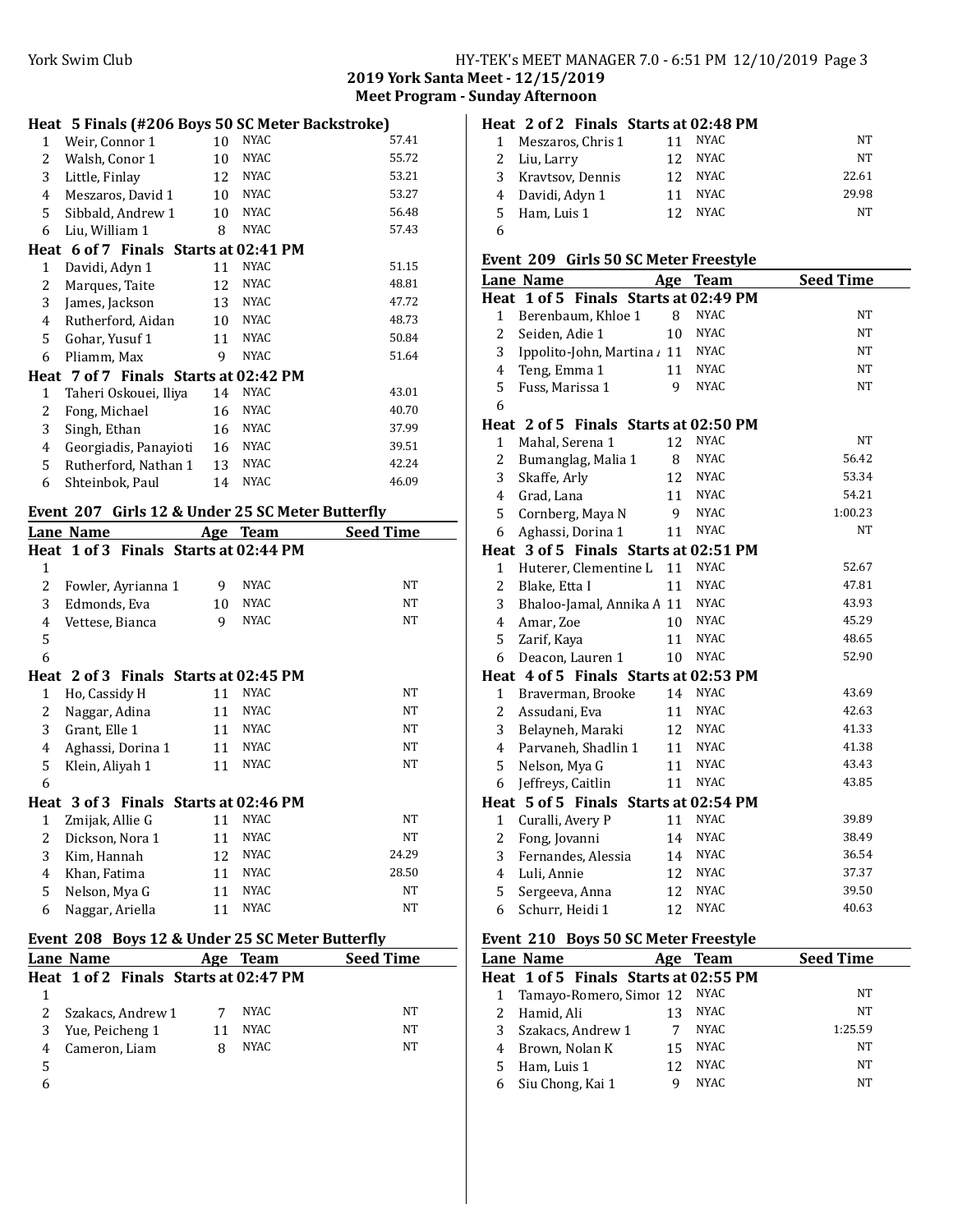## 2019 York Santa Meet - 12/15/2019
## Meet Program - Sunday Afternoon

### Heat 5 Finals (#206 Boys 50 SC Meter Backstroke)

| Lane | Name | Age | Team | Seed Time |
|---|---|---|---|---|
| 1 | Weir, Connor 1 | 10 | NYAC | 57.41 |
| 2 | Walsh, Conor 1 | 10 | NYAC | 55.72 |
| 3 | Little, Finlay | 12 | NYAC | 53.21 |
| 4 | Meszaros, David 1 | 10 | NYAC | 53.27 |
| 5 | Sibbald, Andrew 1 | 10 | NYAC | 56.48 |
| 6 | Liu, William 1 | 8 | NYAC | 57.43 |

### Heat 6 of 7 Finals Starts at 02:41 PM

| Lane | Name | Age | Team | Seed Time |
|---|---|---|---|---|
| 1 | Davidi, Adyn 1 | 11 | NYAC | 51.15 |
| 2 | Marques, Taite | 12 | NYAC | 48.81 |
| 3 | James, Jackson | 13 | NYAC | 47.72 |
| 4 | Rutherford, Aidan | 10 | NYAC | 48.73 |
| 5 | Gohar, Yusuf 1 | 11 | NYAC | 50.84 |
| 6 | Pliamm, Max | 9 | NYAC | 51.64 |

### Heat 7 of 7 Finals Starts at 02:42 PM

| Lane | Name | Age | Team | Seed Time |
|---|---|---|---|---|
| 1 | Taheri Oskouei, Iliya | 14 | NYAC | 43.01 |
| 2 | Fong, Michael | 16 | NYAC | 40.70 |
| 3 | Singh, Ethan | 16 | NYAC | 37.99 |
| 4 | Georgiadis, Panayioti | 16 | NYAC | 39.51 |
| 5 | Rutherford, Nathan 1 | 13 | NYAC | 42.24 |
| 6 | Shteinbok, Paul | 14 | NYAC | 46.09 |

### Event 207 Girls 12 & Under 25 SC Meter Butterfly

| Lane | Name | Age | Team | Seed Time |
|---|---|---|---|---|
| **Heat 1 of 3 Finals Starts at 02:44 PM** | | | | |
| 1 | | | | |
| 2 | Fowler, Ayrianna 1 | 9 | NYAC | NT |
| 3 | Edmonds, Eva | 10 | NYAC | NT |
| 4 | Vettese, Bianca | 9 | NYAC | NT |
| 5 | | | | |
| 6 | | | | |
| **Heat 2 of 3 Finals Starts at 02:45 PM** | | | | |
| 1 | Ho, Cassidy H | 11 | NYAC | NT |
| 2 | Naggar, Adina | 11 | NYAC | NT |
| 3 | Grant, Elle 1 | 11 | NYAC | NT |
| 4 | Aghassi, Dorina 1 | 11 | NYAC | NT |
| 5 | Klein, Aliyah 1 | 11 | NYAC | NT |
| 6 | | | | |
| **Heat 3 of 3 Finals Starts at 02:46 PM** | | | | |
| 1 | Zmijak, Allie G | 11 | NYAC | NT |
| 2 | Dickson, Nora 1 | 11 | NYAC | NT |
| 3 | Kim, Hannah | 12 | NYAC | 24.29 |
| 4 | Khan, Fatima | 11 | NYAC | 28.50 |
| 5 | Nelson, Mya G | 11 | NYAC | NT |
| 6 | Naggar, Ariella | 11 | NYAC | NT |

### Event 208 Boys 12 & Under 25 SC Meter Butterfly

| Lane | Name | Age | Team | Seed Time |
|---|---|---|---|---|
| **Heat 1 of 2 Finals Starts at 02:47 PM** | | | | |
| 1 | | | | |
| 2 | Szakacs, Andrew 1 | 7 | NYAC | NT |
| 3 | Yue, Peicheng 1 | 11 | NYAC | NT |
| 4 | Cameron, Liam | 8 | NYAC | NT |
| 5 | | | | |
| 6 | | | | |
| **Heat 2 of 2 Finals Starts at 02:48 PM** | | | | |
| 1 | Meszaros, Chris 1 | 11 | NYAC | NT |
| 2 | Liu, Larry | 12 | NYAC | NT |
| 3 | Kravtsov, Dennis | 12 | NYAC | 22.61 |
| 4 | Davidi, Adyn 1 | 11 | NYAC | 29.98 |
| 5 | Ham, Luis 1 | 12 | NYAC | NT |
| 6 | | | | |

### Event 209 Girls 50 SC Meter Freestyle

| Lane | Name | Age | Team | Seed Time |
|---|---|---|---|---|
| **Heat 1 of 5 Finals Starts at 02:49 PM** | | | | |
| 1 | Berenbaum, Khloe 1 | 8 | NYAC | NT |
| 2 | Seiden, Adie 1 | 10 | NYAC | NT |
| 3 | Ippolito-John, Martina / | 11 | NYAC | NT |
| 4 | Teng, Emma 1 | 11 | NYAC | NT |
| 5 | Fuss, Marissa 1 | 9 | NYAC | NT |
| 6 | | | | |
| **Heat 2 of 5 Finals Starts at 02:50 PM** | | | | |
| 1 | Mahal, Serena 1 | 12 | NYAC | NT |
| 2 | Bumanglag, Malia 1 | 8 | NYAC | 56.42 |
| 3 | Skaffe, Arly | 12 | NYAC | 53.34 |
| 4 | Grad, Lana | 11 | NYAC | 54.21 |
| 5 | Cornberg, Maya N | 9 | NYAC | 1:00.23 |
| 6 | Aghassi, Dorina 1 | 11 | NYAC | NT |
| **Heat 3 of 5 Finals Starts at 02:51 PM** | | | | |
| 1 | Huterer, Clementine L | 11 | NYAC | 52.67 |
| 2 | Blake, Etta I | 11 | NYAC | 47.81 |
| 3 | Bhaloo-Jamal, Annika A | 11 | NYAC | 43.93 |
| 4 | Amar, Zoe | 10 | NYAC | 45.29 |
| 5 | Zarif, Kaya | 11 | NYAC | 48.65 |
| 6 | Deacon, Lauren 1 | 10 | NYAC | 52.90 |
| **Heat 4 of 5 Finals Starts at 02:53 PM** | | | | |
| 1 | Braverman, Brooke | 14 | NYAC | 43.69 |
| 2 | Assudani, Eva | 11 | NYAC | 42.63 |
| 3 | Belayneh, Maraki | 12 | NYAC | 41.33 |
| 4 | Parvaneh, Shadlin 1 | 11 | NYAC | 41.38 |
| 5 | Nelson, Mya G | 11 | NYAC | 43.43 |
| 6 | Jeffreys, Caitlin | 11 | NYAC | 43.85 |
| **Heat 5 of 5 Finals Starts at 02:54 PM** | | | | |
| 1 | Curalli, Avery P | 11 | NYAC | 39.89 |
| 2 | Fong, Jovanni | 14 | NYAC | 38.49 |
| 3 | Fernandes, Alessia | 14 | NYAC | 36.54 |
| 4 | Luli, Annie | 12 | NYAC | 37.37 |
| 5 | Sergeeva, Anna | 12 | NYAC | 39.50 |
| 6 | Schurr, Heidi 1 | 12 | NYAC | 40.63 |

### Event 210 Boys 50 SC Meter Freestyle

| Lane | Name | Age | Team | Seed Time |
|---|---|---|---|---|
| **Heat 1 of 5 Finals Starts at 02:55 PM** | | | | |
| 1 | Tamayo-Romero, Simor | 12 | NYAC | NT |
| 2 | Hamid, Ali | 13 | NYAC | NT |
| 3 | Szakacs, Andrew 1 | 7 | NYAC | 1:25.59 |
| 4 | Brown, Nolan K | 15 | NYAC | NT |
| 5 | Ham, Luis 1 | 12 | NYAC | NT |
| 6 | Siu Chong, Kai 1 | 9 | NYAC | NT |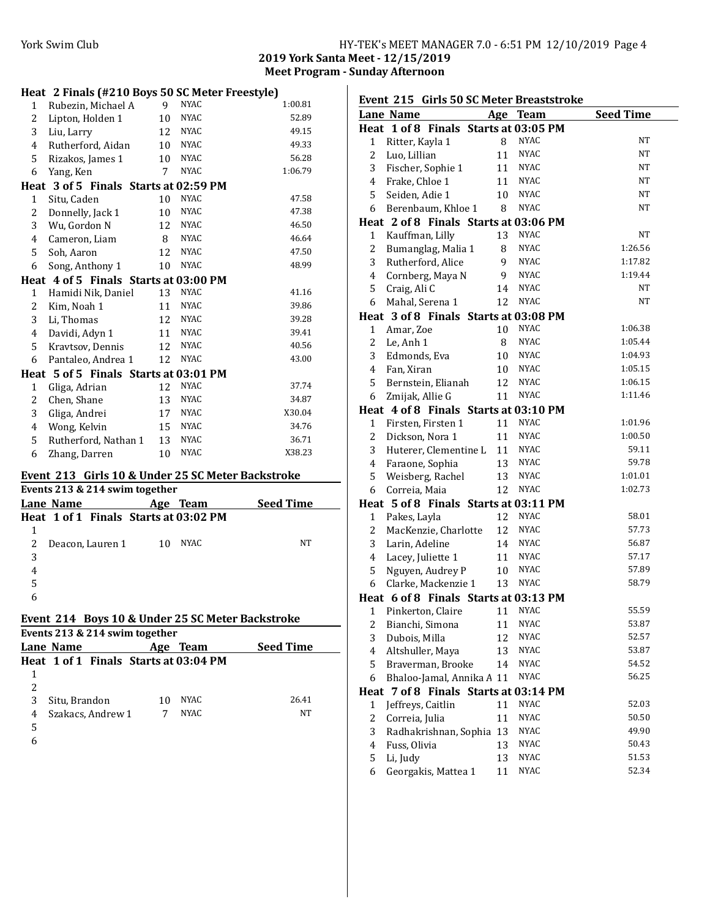**2019 York Santa Meet - 12/15/2019**
**Meet Program - Sunday Afternoon**

### Heat 2 Finals (#210 Boys 50 SC Meter Freestyle)

| Lane | Name | Age | Team | Seed Time |
|---|---|---|---|---|
| 1 | Rubezin, Michael A | 9 | NYAC | 1:00.81 |
| 2 | Lipton, Holden 1 | 10 | NYAC | 52.89 |
| 3 | Liu, Larry | 12 | NYAC | 49.15 |
| 4 | Rutherford, Aidan | 10 | NYAC | 49.33 |
| 5 | Rizakos, James 1 | 10 | NYAC | 56.28 |
| 6 | Yang, Ken | 7 | NYAC | 1:06.79 |

**Heat 3 of 5 Finals Starts at 02:59 PM**

| Lane | Name | Age | Team | Seed Time |
|---|---|---|---|---|
| 1 | Situ, Caden | 10 | NYAC | 47.58 |
| 2 | Donnelly, Jack 1 | 10 | NYAC | 47.38 |
| 3 | Wu, Gordon N | 12 | NYAC | 46.50 |
| 4 | Cameron, Liam | 8 | NYAC | 46.64 |
| 5 | Soh, Aaron | 12 | NYAC | 47.50 |
| 6 | Song, Anthony 1 | 10 | NYAC | 48.99 |

**Heat 4 of 5 Finals Starts at 03:00 PM**

| Lane | Name | Age | Team | Seed Time |
|---|---|---|---|---|
| 1 | Hamidi Nik, Daniel | 13 | NYAC | 41.16 |
| 2 | Kim, Noah 1 | 11 | NYAC | 39.86 |
| 3 | Li, Thomas | 12 | NYAC | 39.28 |
| 4 | Davidi, Adyn 1 | 11 | NYAC | 39.41 |
| 5 | Kravtsov, Dennis | 12 | NYAC | 40.56 |
| 6 | Pantaleo, Andrea 1 | 12 | NYAC | 43.00 |

**Heat 5 of 5 Finals Starts at 03:01 PM**

| Lane | Name | Age | Team | Seed Time |
|---|---|---|---|---|
| 1 | Gliga, Adrian | 12 | NYAC | 37.74 |
| 2 | Chen, Shane | 13 | NYAC | 34.87 |
| 3 | Gliga, Andrei | 17 | NYAC | X30.04 |
| 4 | Wong, Kelvin | 15 | NYAC | 34.76 |
| 5 | Rutherford, Nathan 1 | 13 | NYAC | 36.71 |
| 6 | Zhang, Darren | 10 | NYAC | X38.23 |

### Event 213 Girls 10 & Under 25 SC Meter Backstroke

Events 213 & 214 swim together

**Heat 1 of 1 Finals Starts at 03:02 PM**

| Lane | Name | Age | Team | Seed Time |
|---|---|---|---|---|
| 1 | | | | |
| 2 | Deacon, Lauren 1 | 10 | NYAC | NT |
| 3 | | | | |
| 4 | | | | |
| 5 | | | | |
| 6 | | | | |

### Event 214 Boys 10 & Under 25 SC Meter Backstroke

Events 213 & 214 swim together

**Heat 1 of 1 Finals Starts at 03:04 PM**

| Lane | Name | Age | Team | Seed Time |
|---|---|---|---|---|
| 1 | | | | |
| 2 | | | | |
| 3 | Situ, Brandon | 10 | NYAC | 26.41 |
| 4 | Szakacs, Andrew 1 | 7 | NYAC | NT |
| 5 | | | | |
| 6 | | | | |

### Event 215 Girls 50 SC Meter Breaststroke

**Heat 1 of 8 Finals Starts at 03:05 PM**

| Lane | Name | Age | Team | Seed Time |
|---|---|---|---|---|
| 1 | Ritter, Kayla 1 | 8 | NYAC | NT |
| 2 | Luo, Lillian | 11 | NYAC | NT |
| 3 | Fischer, Sophie 1 | 11 | NYAC | NT |
| 4 | Frake, Chloe 1 | 11 | NYAC | NT |
| 5 | Seiden, Adie 1 | 10 | NYAC | NT |
| 6 | Berenbaum, Khloe 1 | 8 | NYAC | NT |

**Heat 2 of 8 Finals Starts at 03:06 PM**

| Lane | Name | Age | Team | Seed Time |
|---|---|---|---|---|
| 1 | Kauffman, Lilly | 13 | NYAC | NT |
| 2 | Bumanglag, Malia 1 | 8 | NYAC | 1:26.56 |
| 3 | Rutherford, Alice | 9 | NYAC | 1:17.82 |
| 4 | Cornberg, Maya N | 9 | NYAC | 1:19.44 |
| 5 | Craig, Ali C | 14 | NYAC | NT |
| 6 | Mahal, Serena 1 | 12 | NYAC | NT |

**Heat 3 of 8 Finals Starts at 03:08 PM**

| Lane | Name | Age | Team | Seed Time |
|---|---|---|---|---|
| 1 | Amar, Zoe | 10 | NYAC | 1:06.38 |
| 2 | Le, Anh 1 | 8 | NYAC | 1:05.44 |
| 3 | Edmonds, Eva | 10 | NYAC | 1:04.93 |
| 4 | Fan, Xiran | 10 | NYAC | 1:05.15 |
| 5 | Bernstein, Elianah | 12 | NYAC | 1:06.15 |
| 6 | Zmijak, Allie G | 11 | NYAC | 1:11.46 |

**Heat 4 of 8 Finals Starts at 03:10 PM**

| Lane | Name | Age | Team | Seed Time |
|---|---|---|---|---|
| 1 | Firsten, Firsten 1 | 11 | NYAC | 1:01.96 |
| 2 | Dickson, Nora 1 | 11 | NYAC | 1:00.50 |
| 3 | Huterer, Clementine L | 11 | NYAC | 59.11 |
| 4 | Faraone, Sophia | 13 | NYAC | 59.78 |
| 5 | Weisberg, Rachel | 13 | NYAC | 1:01.01 |
| 6 | Correia, Maia | 12 | NYAC | 1:02.73 |

**Heat 5 of 8 Finals Starts at 03:11 PM**

| Lane | Name | Age | Team | Seed Time |
|---|---|---|---|---|
| 1 | Pakes, Layla | 12 | NYAC | 58.01 |
| 2 | MacKenzie, Charlotte | 12 | NYAC | 57.73 |
| 3 | Larin, Adeline | 14 | NYAC | 56.87 |
| 4 | Lacey, Juliette 1 | 11 | NYAC | 57.17 |
| 5 | Nguyen, Audrey P | 10 | NYAC | 57.89 |
| 6 | Clarke, Mackenzie 1 | 13 | NYAC | 58.79 |

**Heat 6 of 8 Finals Starts at 03:13 PM**

| Lane | Name | Age | Team | Seed Time |
|---|---|---|---|---|
| 1 | Pinkerton, Claire | 11 | NYAC | 55.59 |
| 2 | Bianchi, Simona | 11 | NYAC | 53.87 |
| 3 | Dubois, Milla | 12 | NYAC | 52.57 |
| 4 | Altshuller, Maya | 13 | NYAC | 53.87 |
| 5 | Braverman, Brooke | 14 | NYAC | 54.52 |
| 6 | Bhaloo-Jamal, Annika A | 11 | NYAC | 56.25 |

**Heat 7 of 8 Finals Starts at 03:14 PM**

| Lane | Name | Age | Team | Seed Time |
|---|---|---|---|---|
| 1 | Jeffreys, Caitlin | 11 | NYAC | 52.03 |
| 2 | Correia, Julia | 11 | NYAC | 50.50 |
| 3 | Radhakrishnan, Sophia | 13 | NYAC | 49.90 |
| 4 | Fuss, Olivia | 13 | NYAC | 50.43 |
| 5 | Li, Judy | 13 | NYAC | 51.53 |
| 6 | Georgakis, Mattea 1 | 11 | NYAC | 52.34 |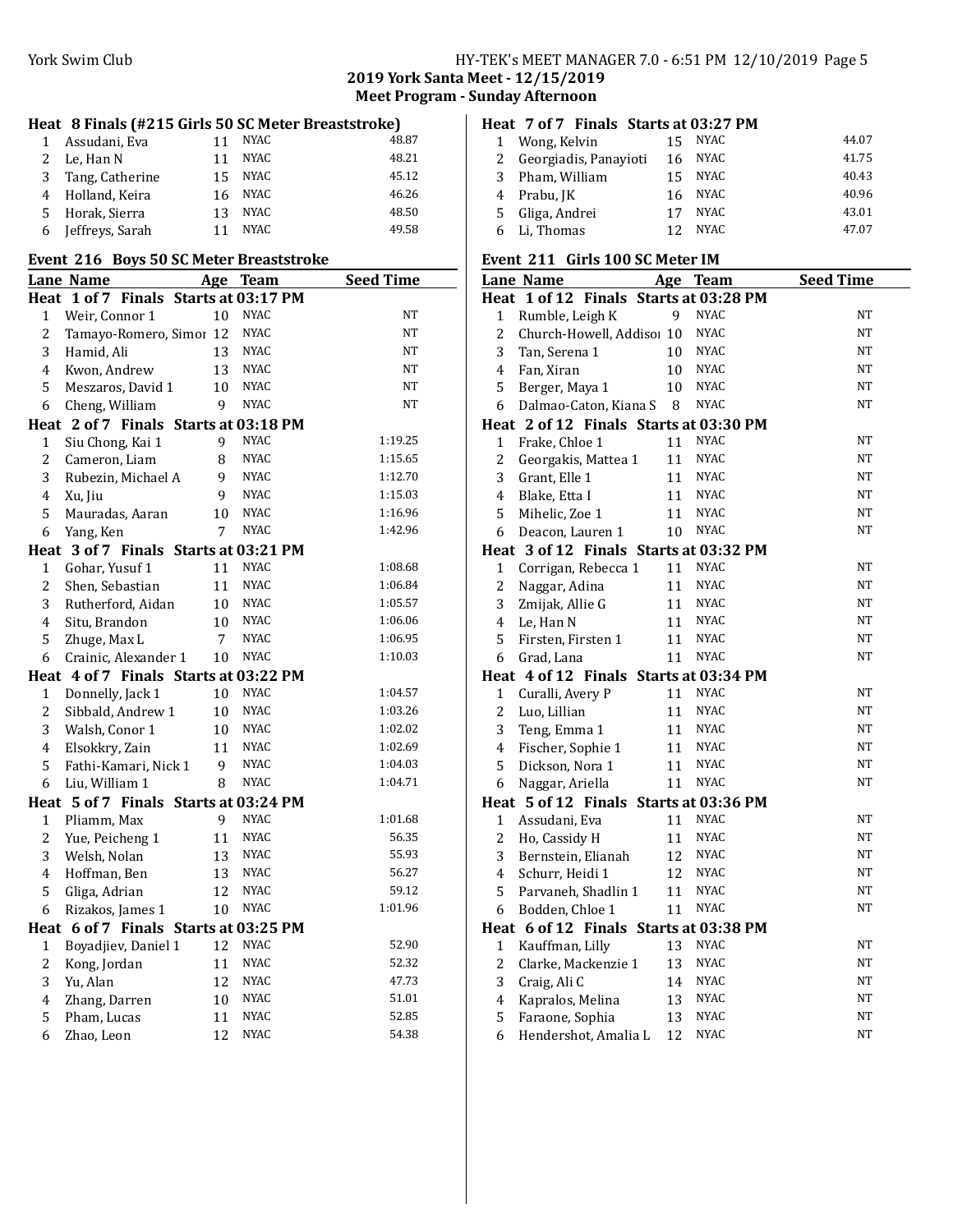**2019 York Santa Meet - 12/15/2019**
**Meet Program - Sunday Afternoon**

### Heat 8 Finals (#215 Girls 50 SC Meter Breaststroke)

| Lane | Name | Age | Team | Seed Time |
|---|---|---|---|---|
| 1 | Assudani, Eva | 11 | NYAC | 48.87 |
| 2 | Le, Han N | 11 | NYAC | 48.21 |
| 3 | Tang, Catherine | 15 | NYAC | 45.12 |
| 4 | Holland, Keira | 16 | NYAC | 46.26 |
| 5 | Horak, Sierra | 13 | NYAC | 48.50 |
| 6 | Jeffreys, Sarah | 11 | NYAC | 49.58 |

### Event 216 Boys 50 SC Meter Breaststroke

| Lane | Name | Age | Team | Seed Time |
|---|---|---|---|---|
| **Heat 1 of 7 Finals Starts at 03:17 PM** | | | | |
| 1 | Weir, Connor 1 | 10 | NYAC | NT |
| 2 | Tamayo-Romero, Simor | 12 | NYAC | NT |
| 3 | Hamid, Ali | 13 | NYAC | NT |
| 4 | Kwon, Andrew | 13 | NYAC | NT |
| 5 | Meszaros, David 1 | 10 | NYAC | NT |
| 6 | Cheng, William | 9 | NYAC | NT |
| **Heat 2 of 7 Finals Starts at 03:18 PM** | | | | |
| 1 | Siu Chong, Kai 1 | 9 | NYAC | 1:19.25 |
| 2 | Cameron, Liam | 8 | NYAC | 1:15.65 |
| 3 | Rubezin, Michael A | 9 | NYAC | 1:12.70 |
| 4 | Xu, Jiu | 9 | NYAC | 1:15.03 |
| 5 | Mauradas, Aaran | 10 | NYAC | 1:16.96 |
| 6 | Yang, Ken | 7 | NYAC | 1:42.96 |
| **Heat 3 of 7 Finals Starts at 03:21 PM** | | | | |
| 1 | Gohar, Yusuf 1 | 11 | NYAC | 1:08.68 |
| 2 | Shen, Sebastian | 11 | NYAC | 1:06.84 |
| 3 | Rutherford, Aidan | 10 | NYAC | 1:05.57 |
| 4 | Situ, Brandon | 10 | NYAC | 1:06.06 |
| 5 | Zhuge, Max L | 7 | NYAC | 1:06.95 |
| 6 | Crainic, Alexander 1 | 10 | NYAC | 1:10.03 |
| **Heat 4 of 7 Finals Starts at 03:22 PM** | | | | |
| 1 | Donnelly, Jack 1 | 10 | NYAC | 1:04.57 |
| 2 | Sibbald, Andrew 1 | 10 | NYAC | 1:03.26 |
| 3 | Walsh, Conor 1 | 10 | NYAC | 1:02.02 |
| 4 | Elsokkry, Zain | 11 | NYAC | 1:02.69 |
| 5 | Fathi-Kamari, Nick 1 | 9 | NYAC | 1:04.03 |
| 6 | Liu, William 1 | 8 | NYAC | 1:04.71 |
| **Heat 5 of 7 Finals Starts at 03:24 PM** | | | | |
| 1 | Pliamm, Max | 9 | NYAC | 1:01.68 |
| 2 | Yue, Peicheng 1 | 11 | NYAC | 56.35 |
| 3 | Welsh, Nolan | 13 | NYAC | 55.93 |
| 4 | Hoffman, Ben | 13 | NYAC | 56.27 |
| 5 | Gliga, Adrian | 12 | NYAC | 59.12 |
| 6 | Rizakos, James 1 | 10 | NYAC | 1:01.96 |
| **Heat 6 of 7 Finals Starts at 03:25 PM** | | | | |
| 1 | Boyadjiev, Daniel 1 | 12 | NYAC | 52.90 |
| 2 | Kong, Jordan | 11 | NYAC | 52.32 |
| 3 | Yu, Alan | 12 | NYAC | 47.73 |
| 4 | Zhang, Darren | 10 | NYAC | 51.01 |
| 5 | Pham, Lucas | 11 | NYAC | 52.85 |
| 6 | Zhao, Leon | 12 | NYAC | 54.38 |
| **Heat 7 of 7 Finals Starts at 03:27 PM** | | | | |
| 1 | Wong, Kelvin | 15 | NYAC | 44.07 |
| 2 | Georgiadis, Panayioti | 16 | NYAC | 41.75 |
| 3 | Pham, William | 15 | NYAC | 40.43 |
| 4 | Prabu, JK | 16 | NYAC | 40.96 |
| 5 | Gliga, Andrei | 17 | NYAC | 43.01 |
| 6 | Li, Thomas | 12 | NYAC | 47.07 |

### Event 211 Girls 100 SC Meter IM

| Lane | Name | Age | Team | Seed Time |
|---|---|---|---|---|
| **Heat 1 of 12 Finals Starts at 03:28 PM** | | | | |
| 1 | Rumble, Leigh K | 9 | NYAC | NT |
| 2 | Church-Howell, Addisoı | 10 | NYAC | NT |
| 3 | Tan, Serena 1 | 10 | NYAC | NT |
| 4 | Fan, Xiran | 10 | NYAC | NT |
| 5 | Berger, Maya 1 | 10 | NYAC | NT |
| 6 | Dalmao-Caton, Kiana S | 8 | NYAC | NT |
| **Heat 2 of 12 Finals Starts at 03:30 PM** | | | | |
| 1 | Frake, Chloe 1 | 11 | NYAC | NT |
| 2 | Georgakis, Mattea 1 | 11 | NYAC | NT |
| 3 | Grant, Elle 1 | 11 | NYAC | NT |
| 4 | Blake, Etta I | 11 | NYAC | NT |
| 5 | Mihelic, Zoe 1 | 11 | NYAC | NT |
| 6 | Deacon, Lauren 1 | 10 | NYAC | NT |
| **Heat 3 of 12 Finals Starts at 03:32 PM** | | | | |
| 1 | Corrigan, Rebecca 1 | 11 | NYAC | NT |
| 2 | Naggar, Adina | 11 | NYAC | NT |
| 3 | Zmijak, Allie G | 11 | NYAC | NT |
| 4 | Le, Han N | 11 | NYAC | NT |
| 5 | Firsten, Firsten 1 | 11 | NYAC | NT |
| 6 | Grad, Lana | 11 | NYAC | NT |
| **Heat 4 of 12 Finals Starts at 03:34 PM** | | | | |
| 1 | Curalli, Avery P | 11 | NYAC | NT |
| 2 | Luo, Lillian | 11 | NYAC | NT |
| 3 | Teng, Emma 1 | 11 | NYAC | NT |
| 4 | Fischer, Sophie 1 | 11 | NYAC | NT |
| 5 | Dickson, Nora 1 | 11 | NYAC | NT |
| 6 | Naggar, Ariella | 11 | NYAC | NT |
| **Heat 5 of 12 Finals Starts at 03:36 PM** | | | | |
| 1 | Assudani, Eva | 11 | NYAC | NT |
| 2 | Ho, Cassidy H | 11 | NYAC | NT |
| 3 | Bernstein, Elianah | 12 | NYAC | NT |
| 4 | Schurr, Heidi 1 | 12 | NYAC | NT |
| 5 | Parvaneh, Shadlin 1 | 11 | NYAC | NT |
| 6 | Bodden, Chloe 1 | 11 | NYAC | NT |
| **Heat 6 of 12 Finals Starts at 03:38 PM** | | | | |
| 1 | Kauffman, Lilly | 13 | NYAC | NT |
| 2 | Clarke, Mackenzie 1 | 13 | NYAC | NT |
| 3 | Craig, Ali C | 14 | NYAC | NT |
| 4 | Kapralos, Melina | 13 | NYAC | NT |
| 5 | Faraone, Sophia | 13 | NYAC | NT |
| 6 | Hendershot, Amalia L | 12 | NYAC | NT |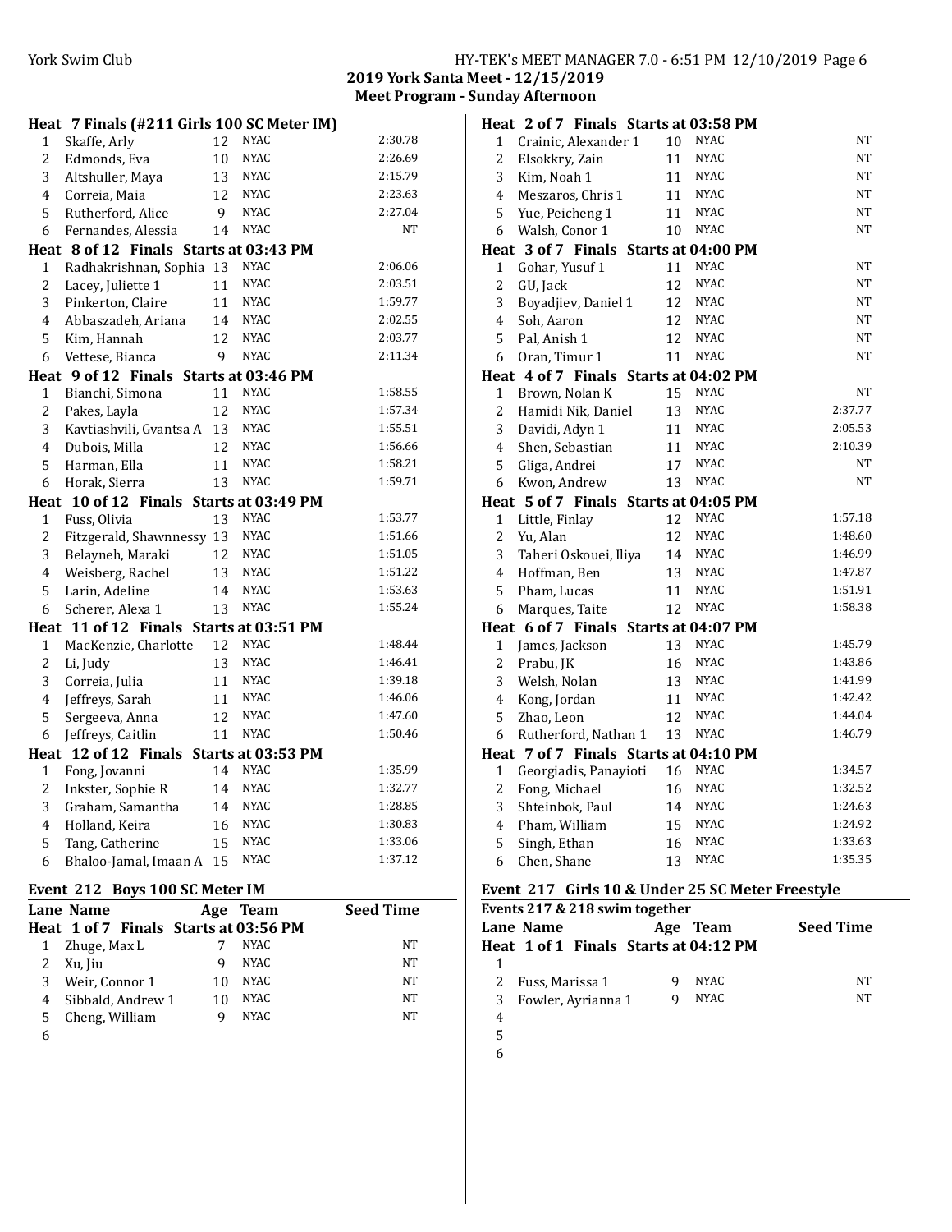## 2019 York Santa Meet - 12/15/2019

### Meet Program - Sunday Afternoon

**Heat 7 Finals (#211 Girls 100 SC Meter IM)**

| Lane | Name | Age | Team | Seed Time |
|---|---|---|---|---|
| 1 | Skaffe, Arly | 12 | NYAC | 2:30.78 |
| 2 | Edmonds, Eva | 10 | NYAC | 2:26.69 |
| 3 | Altshuller, Maya | 13 | NYAC | 2:15.79 |
| 4 | Correia, Maia | 12 | NYAC | 2:23.63 |
| 5 | Rutherford, Alice | 9 | NYAC | 2:27.04 |
| 6 | Fernandes, Alessia | 14 | NYAC | NT |

**Heat 8 of 12 Finals Starts at 03:43 PM**

| Lane | Name | Age | Team | Seed Time |
|---|---|---|---|---|
| 1 | Radhakrishnan, Sophia | 13 | NYAC | 2:06.06 |
| 2 | Lacey, Juliette 1 | 11 | NYAC | 2:03.51 |
| 3 | Pinkerton, Claire | 11 | NYAC | 1:59.77 |
| 4 | Abbaszadeh, Ariana | 14 | NYAC | 2:02.55 |
| 5 | Kim, Hannah | 12 | NYAC | 2:03.77 |
| 6 | Vettese, Bianca | 9 | NYAC | 2:11.34 |

**Heat 9 of 12 Finals Starts at 03:46 PM**

| Lane | Name | Age | Team | Seed Time |
|---|---|---|---|---|
| 1 | Bianchi, Simona | 11 | NYAC | 1:58.55 |
| 2 | Pakes, Layla | 12 | NYAC | 1:57.34 |
| 3 | Kavtiashvili, Gvantsa A | 13 | NYAC | 1:55.51 |
| 4 | Dubois, Milla | 12 | NYAC | 1:56.66 |
| 5 | Harman, Ella | 11 | NYAC | 1:58.21 |
| 6 | Horak, Sierra | 13 | NYAC | 1:59.71 |

**Heat 10 of 12 Finals Starts at 03:49 PM**

| Lane | Name | Age | Team | Seed Time |
|---|---|---|---|---|
| 1 | Fuss, Olivia | 13 | NYAC | 1:53.77 |
| 2 | Fitzgerald, Shawnnessy | 13 | NYAC | 1:51.66 |
| 3 | Belayneh, Maraki | 12 | NYAC | 1:51.05 |
| 4 | Weisberg, Rachel | 13 | NYAC | 1:51.22 |
| 5 | Larin, Adeline | 14 | NYAC | 1:53.63 |
| 6 | Scherer, Alexa 1 | 13 | NYAC | 1:55.24 |

**Heat 11 of 12 Finals Starts at 03:51 PM**

| Lane | Name | Age | Team | Seed Time |
|---|---|---|---|---|
| 1 | MacKenzie, Charlotte | 12 | NYAC | 1:48.44 |
| 2 | Li, Judy | 13 | NYAC | 1:46.41 |
| 3 | Correia, Julia | 11 | NYAC | 1:39.18 |
| 4 | Jeffreys, Sarah | 11 | NYAC | 1:46.06 |
| 5 | Sergeeva, Anna | 12 | NYAC | 1:47.60 |
| 6 | Jeffreys, Caitlin | 11 | NYAC | 1:50.46 |

**Heat 12 of 12 Finals Starts at 03:53 PM**

| Lane | Name | Age | Team | Seed Time |
|---|---|---|---|---|
| 1 | Fong, Jovanni | 14 | NYAC | 1:35.99 |
| 2 | Inkster, Sophie R | 14 | NYAC | 1:32.77 |
| 3 | Graham, Samantha | 14 | NYAC | 1:28.85 |
| 4 | Holland, Keira | 16 | NYAC | 1:30.83 |
| 5 | Tang, Catherine | 15 | NYAC | 1:33.06 |
| 6 | Bhaloo-Jamal, Imaan A | 15 | NYAC | 1:37.12 |

### Event 212 Boys 100 SC Meter IM

**Heat 1 of 7 Finals Starts at 03:56 PM**

| Lane | Name | Age | Team | Seed Time |
|---|---|---|---|---|
| 1 | Zhuge, Max L | 7 | NYAC | NT |
| 2 | Xu, Jiu | 9 | NYAC | NT |
| 3 | Weir, Connor 1 | 10 | NYAC | NT |
| 4 | Sibbald, Andrew 1 | 10 | NYAC | NT |
| 5 | Cheng, William | 9 | NYAC | NT |
| 6 | | | | |

**Heat 2 of 7 Finals Starts at 03:58 PM**

| Lane | Name | Age | Team | Seed Time |
|---|---|---|---|---|
| 1 | Crainic, Alexander 1 | 10 | NYAC | NT |
| 2 | Elsokkry, Zain | 11 | NYAC | NT |
| 3 | Kim, Noah 1 | 11 | NYAC | NT |
| 4 | Meszaros, Chris 1 | 11 | NYAC | NT |
| 5 | Yue, Peicheng 1 | 11 | NYAC | NT |
| 6 | Walsh, Conor 1 | 10 | NYAC | NT |

**Heat 3 of 7 Finals Starts at 04:00 PM**

| Lane | Name | Age | Team | Seed Time |
|---|---|---|---|---|
| 1 | Gohar, Yusuf 1 | 11 | NYAC | NT |
| 2 | GU, Jack | 12 | NYAC | NT |
| 3 | Boyadjiev, Daniel 1 | 12 | NYAC | NT |
| 4 | Soh, Aaron | 12 | NYAC | NT |
| 5 | Pal, Anish 1 | 12 | NYAC | NT |
| 6 | Oran, Timur 1 | 11 | NYAC | NT |

**Heat 4 of 7 Finals Starts at 04:02 PM**

| Lane | Name | Age | Team | Seed Time |
|---|---|---|---|---|
| 1 | Brown, Nolan K | 15 | NYAC | NT |
| 2 | Hamidi Nik, Daniel | 13 | NYAC | 2:37.77 |
| 3 | Davidi, Adyn 1 | 11 | NYAC | 2:05.53 |
| 4 | Shen, Sebastian | 11 | NYAC | 2:10.39 |
| 5 | Gliga, Andrei | 17 | NYAC | NT |
| 6 | Kwon, Andrew | 13 | NYAC | NT |

**Heat 5 of 7 Finals Starts at 04:05 PM**

| Lane | Name | Age | Team | Seed Time |
|---|---|---|---|---|
| 1 | Little, Finlay | 12 | NYAC | 1:57.18 |
| 2 | Yu, Alan | 12 | NYAC | 1:48.60 |
| 3 | Taheri Oskouei, Iliya | 14 | NYAC | 1:46.99 |
| 4 | Hoffman, Ben | 13 | NYAC | 1:47.87 |
| 5 | Pham, Lucas | 11 | NYAC | 1:51.91 |
| 6 | Marques, Taite | 12 | NYAC | 1:58.38 |

**Heat 6 of 7 Finals Starts at 04:07 PM**

| Lane | Name | Age | Team | Seed Time |
|---|---|---|---|---|
| 1 | James, Jackson | 13 | NYAC | 1:45.79 |
| 2 | Prabu, JK | 16 | NYAC | 1:43.86 |
| 3 | Welsh, Nolan | 13 | NYAC | 1:41.99 |
| 4 | Kong, Jordan | 11 | NYAC | 1:42.42 |
| 5 | Zhao, Leon | 12 | NYAC | 1:44.04 |
| 6 | Rutherford, Nathan 1 | 13 | NYAC | 1:46.79 |

**Heat 7 of 7 Finals Starts at 04:10 PM**

| Lane | Name | Age | Team | Seed Time |
|---|---|---|---|---|
| 1 | Georgiadis, Panayioti | 16 | NYAC | 1:34.57 |
| 2 | Fong, Michael | 16 | NYAC | 1:32.52 |
| 3 | Shteinbok, Paul | 14 | NYAC | 1:24.63 |
| 4 | Pham, William | 15 | NYAC | 1:24.92 |
| 5 | Singh, Ethan | 16 | NYAC | 1:33.63 |
| 6 | Chen, Shane | 13 | NYAC | 1:35.35 |

### Event 217 Girls 10 & Under 25 SC Meter Freestyle

**Events 217 & 218 swim together**

**Heat 1 of 1 Finals Starts at 04:12 PM**

| Lane | Name | Age | Team | Seed Time |
|---|---|---|---|---|
| 1 | | | | |
| 2 | Fuss, Marissa 1 | 9 | NYAC | NT |
| 3 | Fowler, Ayrianna 1 | 9 | NYAC | NT |
| 4 | | | | |
| 5 | | | | |
| 6 | | | | |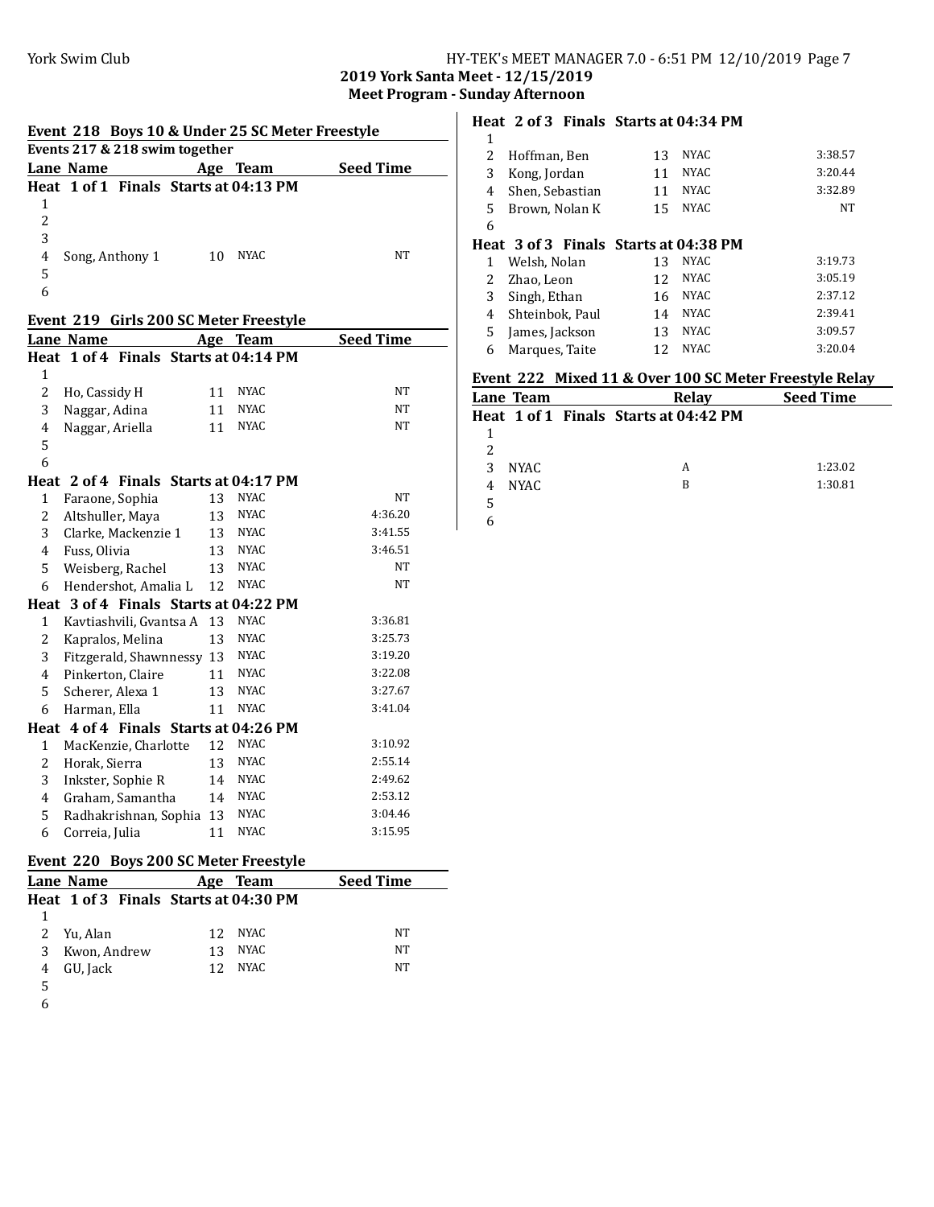## Event 218 Boys 10 & Under 25 SC Meter Freestyle

Events 217 & 218 swim together

| Lane | Name | Age | Team | Seed Time |
|---|---|---|---|---|
| **Heat 1 of 1 Finals Starts at 04:13 PM** | | | | |
| 1 | | | | |
| 2 | | | | |
| 3 | | | | |
| 4 | Song, Anthony 1 | 10 | NYAC | NT |
| 5 | | | | |
| 6 | | | | |

## Event 219 Girls 200 SC Meter Freestyle

| Lane | Name | Age | Team | Seed Time |
|---|---|---|---|---|
| **Heat 1 of 4 Finals Starts at 04:14 PM** | | | | |
| 1 | | | | |
| 2 | Ho, Cassidy H | 11 | NYAC | NT |
| 3 | Naggar, Adina | 11 | NYAC | NT |
| 4 | Naggar, Ariella | 11 | NYAC | NT |
| 5 | | | | |
| 6 | | | | |
| **Heat 2 of 4 Finals Starts at 04:17 PM** | | | | |
| 1 | Faraone, Sophia | 13 | NYAC | NT |
| 2 | Altshuller, Maya | 13 | NYAC | 4:36.20 |
| 3 | Clarke, Mackenzie 1 | 13 | NYAC | 3:41.55 |
| 4 | Fuss, Olivia | 13 | NYAC | 3:46.51 |
| 5 | Weisberg, Rachel | 13 | NYAC | NT |
| 6 | Hendershot, Amalia L | 12 | NYAC | NT |
| **Heat 3 of 4 Finals Starts at 04:22 PM** | | | | |
| 1 | Kavtiashvili, Gvantsa A | 13 | NYAC | 3:36.81 |
| 2 | Kapralos, Melina | 13 | NYAC | 3:25.73 |
| 3 | Fitzgerald, Shawnnessy | 13 | NYAC | 3:19.20 |
| 4 | Pinkerton, Claire | 11 | NYAC | 3:22.08 |
| 5 | Scherer, Alexa 1 | 13 | NYAC | 3:27.67 |
| 6 | Harman, Ella | 11 | NYAC | 3:41.04 |
| **Heat 4 of 4 Finals Starts at 04:26 PM** | | | | |
| 1 | MacKenzie, Charlotte | 12 | NYAC | 3:10.92 |
| 2 | Horak, Sierra | 13 | NYAC | 2:55.14 |
| 3 | Inkster, Sophie R | 14 | NYAC | 2:49.62 |
| 4 | Graham, Samantha | 14 | NYAC | 2:53.12 |
| 5 | Radhakrishnan, Sophia | 13 | NYAC | 3:04.46 |
| 6 | Correia, Julia | 11 | NYAC | 3:15.95 |

## Event 220 Boys 200 SC Meter Freestyle

| Lane | Name | Age | Team | Seed Time |
|---|---|---|---|---|
| **Heat 1 of 3 Finals Starts at 04:30 PM** | | | | |
| 1 | | | | |
| 2 | Yu, Alan | 12 | NYAC | NT |
| 3 | Kwon, Andrew | 13 | NYAC | NT |
| 4 | GU, Jack | 12 | NYAC | NT |
| 5 | | | | |
| 6 | | | | |
| **Heat 2 of 3 Finals Starts at 04:34 PM** | | | | |
| 1 | | | | |
| 2 | Hoffman, Ben | 13 | NYAC | 3:38.57 |
| 3 | Kong, Jordan | 11 | NYAC | 3:20.44 |
| 4 | Shen, Sebastian | 11 | NYAC | 3:32.89 |
| 5 | Brown, Nolan K | 15 | NYAC | NT |
| 6 | | | | |
| **Heat 3 of 3 Finals Starts at 04:38 PM** | | | | |
| 1 | Welsh, Nolan | 13 | NYAC | 3:19.73 |
| 2 | Zhao, Leon | 12 | NYAC | 3:05.19 |
| 3 | Singh, Ethan | 16 | NYAC | 2:37.12 |
| 4 | Shteinbok, Paul | 14 | NYAC | 2:39.41 |
| 5 | James, Jackson | 13 | NYAC | 3:09.57 |
| 6 | Marques, Taite | 12 | NYAC | 3:20.04 |

## Event 222 Mixed 11 & Over 100 SC Meter Freestyle Relay

| Lane | Team | Relay | Seed Time |
|---|---|---|---|
| **Heat 1 of 1 Finals Starts at 04:42 PM** | | | |
| 1 | | | |
| 2 | | | |
| 3 | NYAC | A | 1:23.02 |
| 4 | NYAC | B | 1:30.81 |
| 5 | | | |
| 6 | | | |